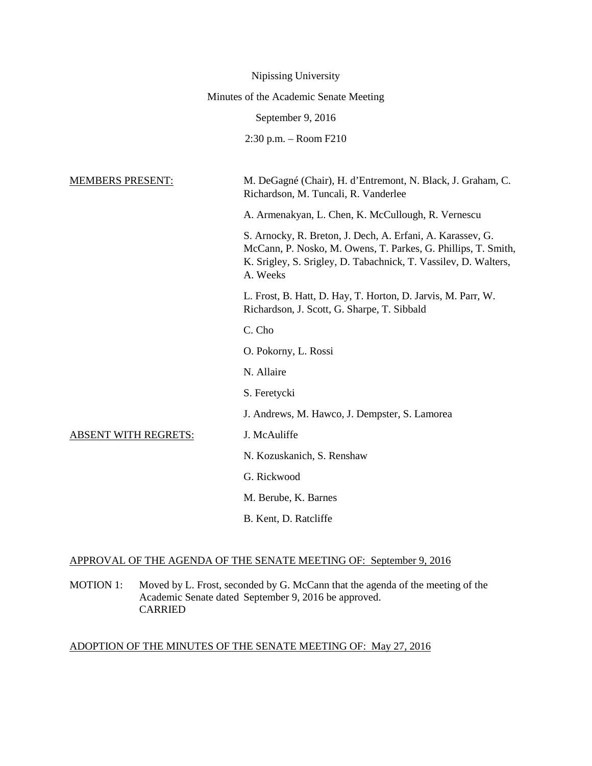Nipissing University

Minutes of the Academic Senate Meeting

September 9, 2016

2:30 p.m. – Room F210

MEMBERS PRESENT:

M. DeGagné (Chair), H. d'Entremont, N. Black, J. Graham, C. Richardson, M. Tuncali, R. Vanderlee

A. Armenakyan, L. Chen, K. McCullough, R. Vernescu

S. Arnocky, R. Breton, J. Dech, A. Erfani, A. Karassev, G. McCann, P. Nosko, M. Owens, T. Parkes, G. Phillips, T. Smith, K. Srigley, S. Srigley, D. Tabachnick, T. Vassilev, D. Walters, A. Weeks

L. Frost, B. Hatt, D. Hay, T. Horton, D. Jarvis, M. Parr, W. Richardson, J. Scott, G. Sharpe, T. Sibbald

C. Cho

O. Pokorny, L. Rossi

N. Allaire

S. Feretycki

J. Andrews, M. Hawco, J. Dempster, S. Lamorea

ABSENT WITH REGRETS:

J. McAuliffe

N. Kozuskanich, S. Renshaw

G. Rickwood

M. Berube, K. Barnes

B. Kent, D. Ratcliffe

APPROVAL OF THE AGENDA OF THE SENATE MEETING OF: September 9, 2016

MOTION 1: Moved by L. Frost, seconded by G. McCann that the agenda of the meeting of the Academic Senate dated September 9, 2016 be approved.
CARRIED

ADOPTION OF THE MINUTES OF THE SENATE MEETING OF: May 27, 2016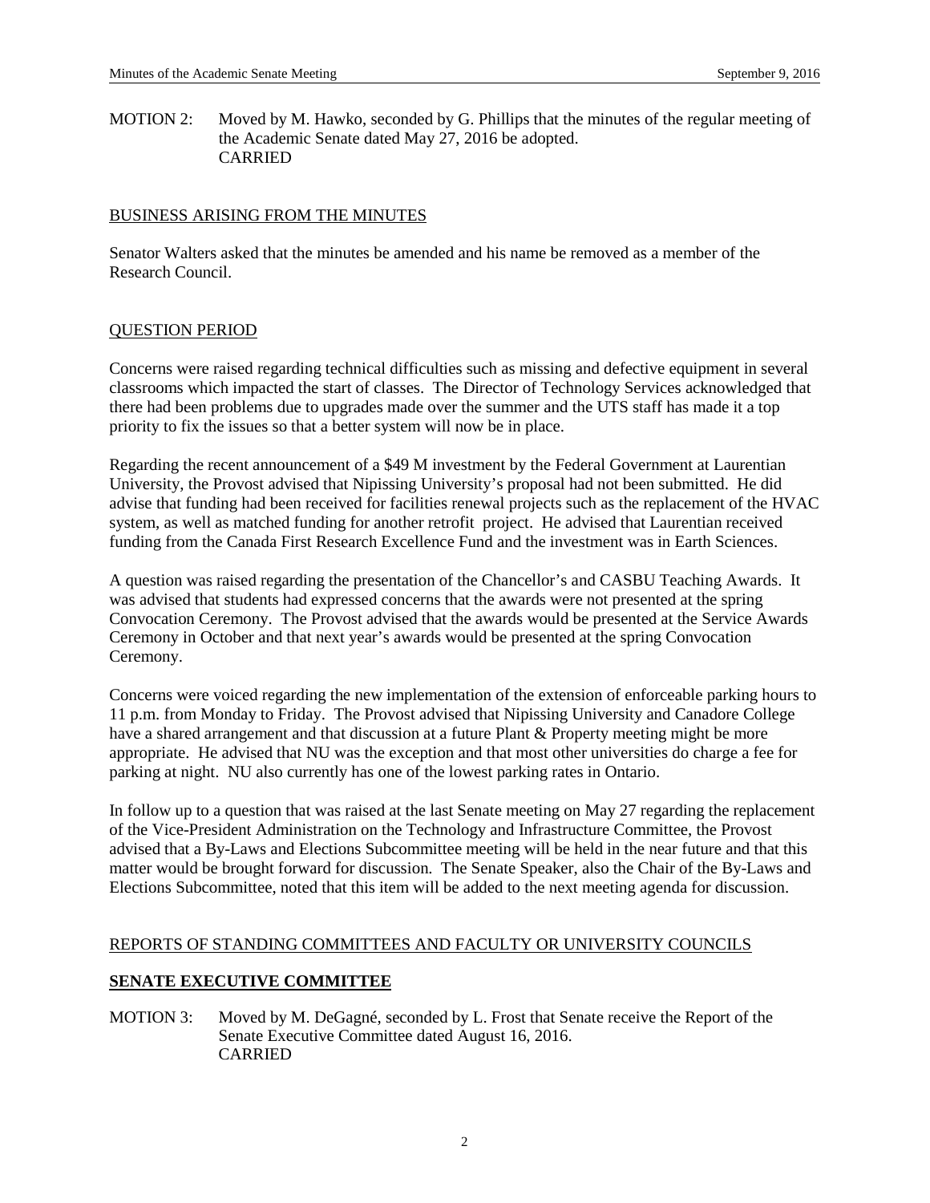MOTION 2: Moved by M. Hawko, seconded by G. Phillips that the minutes of the regular meeting of the Academic Senate dated May 27, 2016 be adopted.
CARRIED

<u>BUSINESS ARISING FROM THE MINUTES</u>

Senator Walters asked that the minutes be amended and his name be removed as a member of the Research Council.

<u>QUESTION PERIOD</u>

Concerns were raised regarding technical difficulties such as missing and defective equipment in several classrooms which impacted the start of classes. The Director of Technology Services acknowledged that there had been problems due to upgrades made over the summer and the UTS staff has made it a top priority to fix the issues so that a better system will now be in place.

Regarding the recent announcement of a $49 M investment by the Federal Government at Laurentian University, the Provost advised that Nipissing University's proposal had not been submitted. He did advise that funding had been received for facilities renewal projects such as the replacement of the HVAC system, as well as matched funding for another retrofit project. He advised that Laurentian received funding from the Canada First Research Excellence Fund and the investment was in Earth Sciences.

A question was raised regarding the presentation of the Chancellor's and CASBU Teaching Awards. It was advised that students had expressed concerns that the awards were not presented at the spring Convocation Ceremony. The Provost advised that the awards would be presented at the Service Awards Ceremony in October and that next year's awards would be presented at the spring Convocation Ceremony.

Concerns were voiced regarding the new implementation of the extension of enforceable parking hours to 11 p.m. from Monday to Friday. The Provost advised that Nipissing University and Canadore College have a shared arrangement and that discussion at a future Plant & Property meeting might be more appropriate. He advised that NU was the exception and that most other universities do charge a fee for parking at night. NU also currently has one of the lowest parking rates in Ontario.

In follow up to a question that was raised at the last Senate meeting on May 27 regarding the replacement of the Vice-President Administration on the Technology and Infrastructure Committee, the Provost advised that a By-Laws and Elections Subcommittee meeting will be held in the near future and that this matter would be brought forward for discussion. The Senate Speaker, also the Chair of the By-Laws and Elections Subcommittee, noted that this item will be added to the next meeting agenda for discussion.

<u>REPORTS OF STANDING COMMITTEES AND FACULTY OR UNIVERSITY COUNCILS</u>

## <u>SENATE EXECUTIVE COMMITTEE</u>

MOTION 3: Moved by M. DeGagné, seconded by L. Frost that Senate receive the Report of the Senate Executive Committee dated August 16, 2016.
CARRIED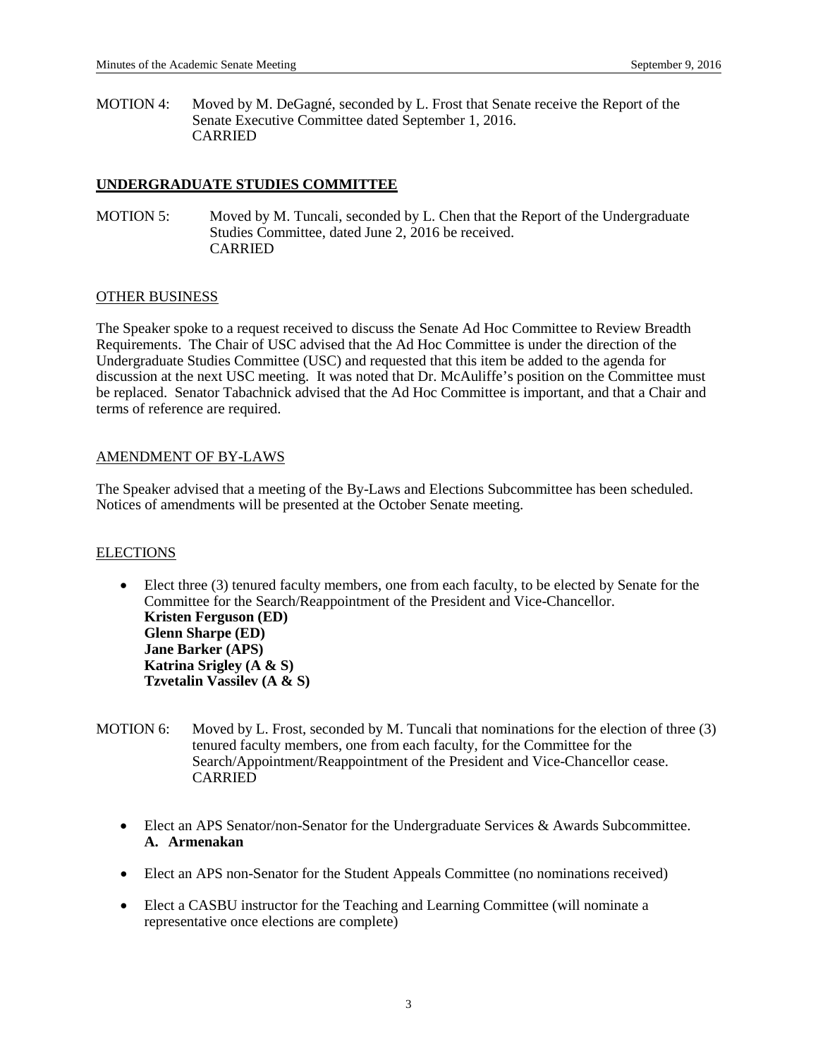MOTION 4: Moved by M. DeGagné, seconded by L. Frost that Senate receive the Report of the Senate Executive Committee dated September 1, 2016.
CARRIED

## UNDERGRADUATE STUDIES COMMITTEE

MOTION 5: Moved by M. Tuncali, seconded by L. Chen that the Report of the Undergraduate Studies Committee, dated June 2, 2016 be received.
CARRIED

## OTHER BUSINESS

The Speaker spoke to a request received to discuss the Senate Ad Hoc Committee to Review Breadth Requirements. The Chair of USC advised that the Ad Hoc Committee is under the direction of the Undergraduate Studies Committee (USC) and requested that this item be added to the agenda for discussion at the next USC meeting. It was noted that Dr. McAuliffe's position on the Committee must be replaced. Senator Tabachnick advised that the Ad Hoc Committee is important, and that a Chair and terms of reference are required.

## AMENDMENT OF BY-LAWS

The Speaker advised that a meeting of the By-Laws and Elections Subcommittee has been scheduled. Notices of amendments will be presented at the October Senate meeting.

## ELECTIONS

- Elect three (3) tenured faculty members, one from each faculty, to be elected by Senate for the Committee for the Search/Reappointment of the President and Vice-Chancellor.
  **Kristen Ferguson (ED)**
  **Glenn Sharpe (ED)**
  **Jane Barker (APS)**
  **Katrina Srigley (A & S)**
  **Tzvetalin Vassilev (A & S)**

MOTION 6: Moved by L. Frost, seconded by M. Tuncali that nominations for the election of three (3) tenured faculty members, one from each faculty, for the Committee for the Search/Appointment/Reappointment of the President and Vice-Chancellor cease.
CARRIED

- Elect an APS Senator/non-Senator for the Undergraduate Services & Awards Subcommittee.
  **A. Armenakan**
- Elect an APS non-Senator for the Student Appeals Committee (no nominations received)
- Elect a CASBU instructor for the Teaching and Learning Committee (will nominate a representative once elections are complete)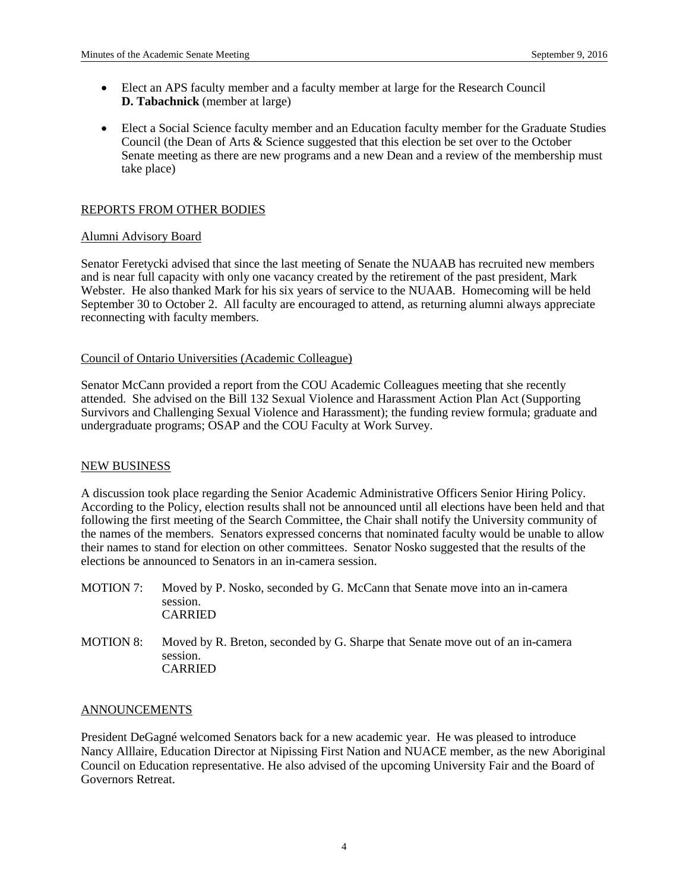- Elect an APS faculty member and a faculty member at large for the Research Council
  **D. Tabachnick** (member at large)

- Elect a Social Science faculty member and an Education faculty member for the Graduate Studies Council (the Dean of Arts & Science suggested that this election be set over to the October Senate meeting as there are new programs and a new Dean and a review of the membership must take place)

## REPORTS FROM OTHER BODIES

### Alumni Advisory Board

Senator Feretycki advised that since the last meeting of Senate the NUAAB has recruited new members and is near full capacity with only one vacancy created by the retirement of the past president, Mark Webster. He also thanked Mark for his six years of service to the NUAAB. Homecoming will be held September 30 to October 2. All faculty are encouraged to attend, as returning alumni always appreciate reconnecting with faculty members.

### Council of Ontario Universities (Academic Colleague)

Senator McCann provided a report from the COU Academic Colleagues meeting that she recently attended. She advised on the Bill 132 Sexual Violence and Harassment Action Plan Act (Supporting Survivors and Challenging Sexual Violence and Harassment); the funding review formula; graduate and undergraduate programs; OSAP and the COU Faculty at Work Survey.

## NEW BUSINESS

A discussion took place regarding the Senior Academic Administrative Officers Senior Hiring Policy. According to the Policy, election results shall not be announced until all elections have been held and that following the first meeting of the Search Committee, the Chair shall notify the University community of the names of the members. Senators expressed concerns that nominated faculty would be unable to allow their names to stand for election on other committees. Senator Nosko suggested that the results of the elections be announced to Senators in an in-camera session.

MOTION 7: Moved by P. Nosko, seconded by G. McCann that Senate move into an in-camera session.
CARRIED

MOTION 8: Moved by R. Breton, seconded by G. Sharpe that Senate move out of an in-camera session.
CARRIED

## ANNOUNCEMENTS

President DeGagné welcomed Senators back for a new academic year. He was pleased to introduce Nancy Alllaire, Education Director at Nipissing First Nation and NUACE member, as the new Aboriginal Council on Education representative. He also advised of the upcoming University Fair and the Board of Governors Retreat.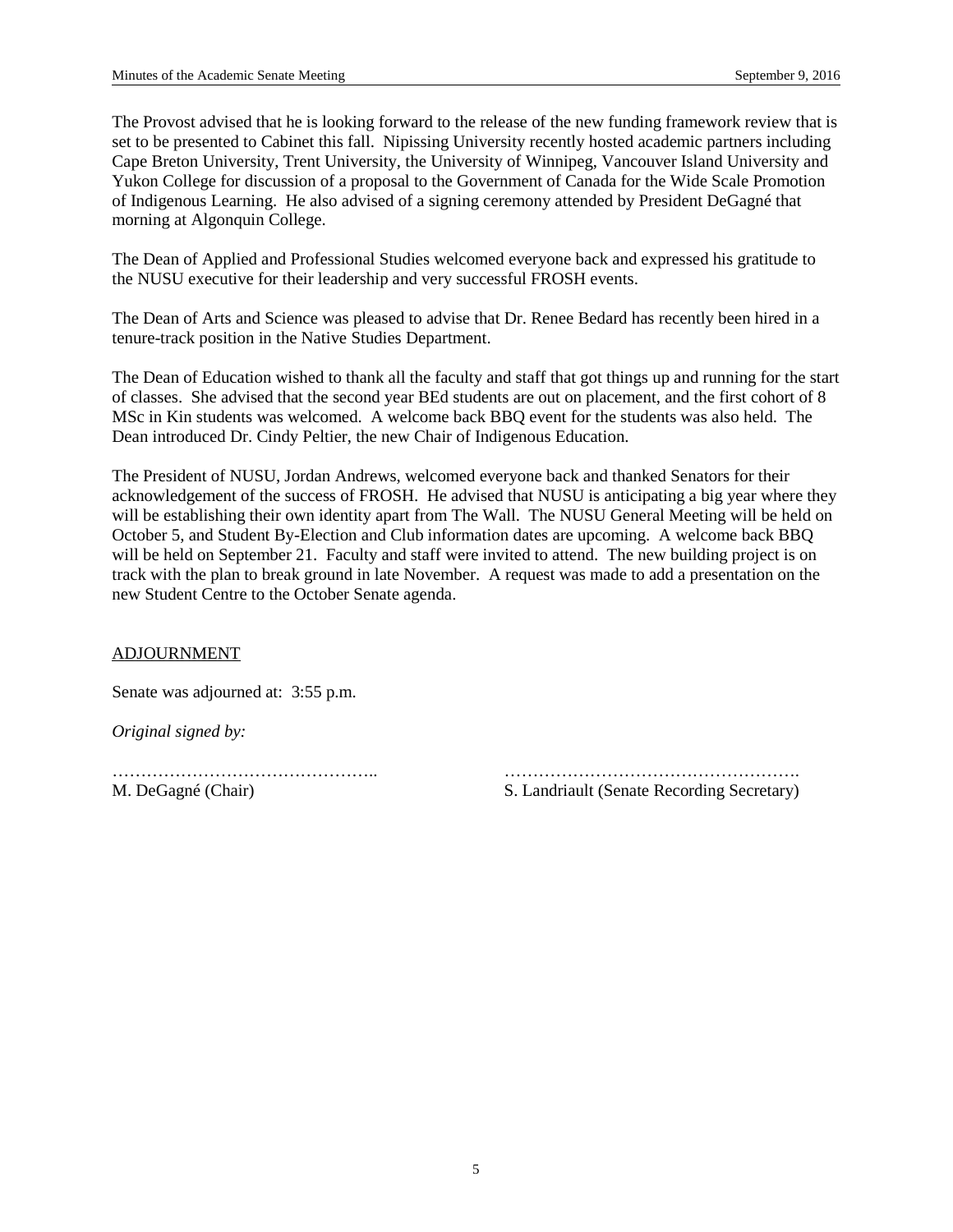The Provost advised that he is looking forward to the release of the new funding framework review that is set to be presented to Cabinet this fall. Nipissing University recently hosted academic partners including Cape Breton University, Trent University, the University of Winnipeg, Vancouver Island University and Yukon College for discussion of a proposal to the Government of Canada for the Wide Scale Promotion of Indigenous Learning. He also advised of a signing ceremony attended by President DeGagné that morning at Algonquin College.

The Dean of Applied and Professional Studies welcomed everyone back and expressed his gratitude to the NUSU executive for their leadership and very successful FROSH events.

The Dean of Arts and Science was pleased to advise that Dr. Renee Bedard has recently been hired in a tenure-track position in the Native Studies Department.

The Dean of Education wished to thank all the faculty and staff that got things up and running for the start of classes. She advised that the second year BEd students are out on placement, and the first cohort of 8 MSc in Kin students was welcomed. A welcome back BBQ event for the students was also held. The Dean introduced Dr. Cindy Peltier, the new Chair of Indigenous Education.

The President of NUSU, Jordan Andrews, welcomed everyone back and thanked Senators for their acknowledgement of the success of FROSH. He advised that NUSU is anticipating a big year where they will be establishing their own identity apart from The Wall. The NUSU General Meeting will be held on October 5, and Student By-Election and Club information dates are upcoming. A welcome back BBQ will be held on September 21. Faculty and staff were invited to attend. The new building project is on track with the plan to break ground in late November. A request was made to add a presentation on the new Student Centre to the October Senate agenda.

## ADJOURNMENT

Senate was adjourned at: 3:55 p.m.

*Original signed by:*

……………………………………….. 
M. DeGagné (Chair)

…………………………………………….
S. Landriault (Senate Recording Secretary)